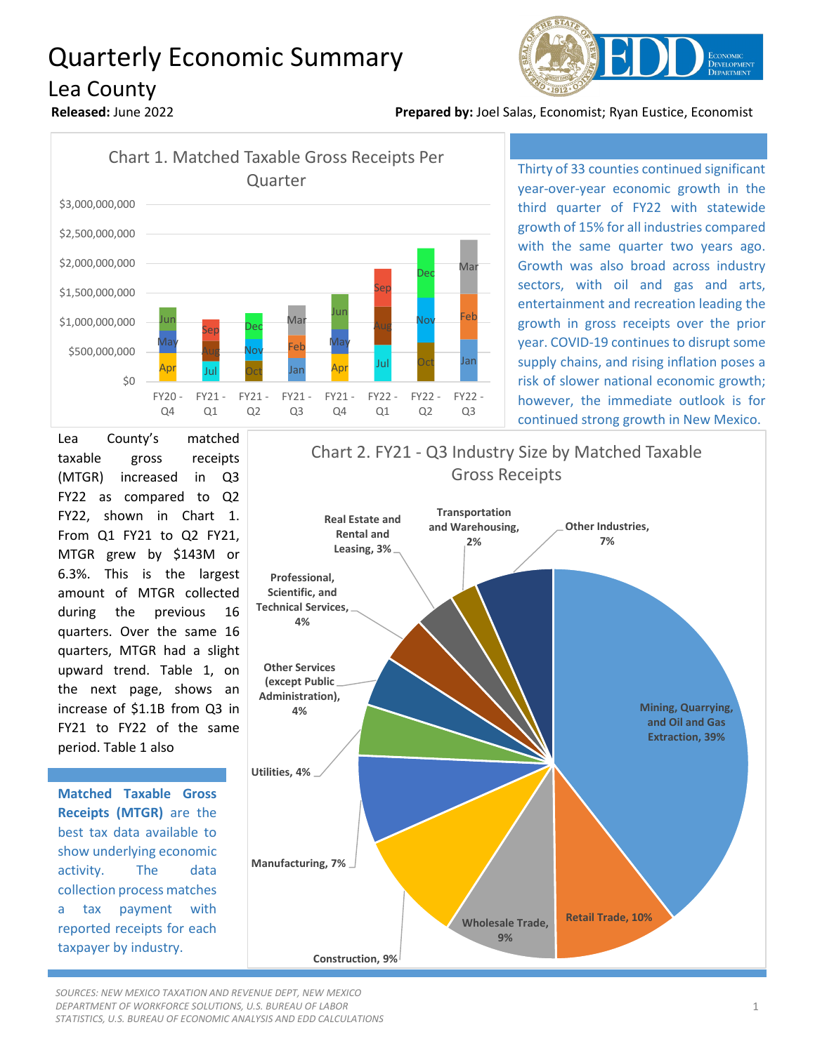# Quarterly Economic Summary

## Lea County

**Released:** June 2022

**Prepared by:** Joel Salas, Economist; Ryan Eustice, Economist

Chart 1. Matched Taxable Gross Receipts Per Quarter

Thirty of 33 counties continued significant year-over-year economic growth in the third quarter of FY22 with statewide growth of 15% for all industries compared with the same quarter two years ago. Growth was also broad across industry sectors, with oil and gas and arts, entertainment and recreation leading the growth in gross receipts over the prior year. COVID-19 continues to disrupt some supply chains, and rising inflation poses a risk of slower national economic growth; however, the immediate outlook is for continued strong growth in New Mexico.

Lea County's matched taxable gross receipts (MTGR) increased in Q3 FY22 as compared to Q2 FY22, shown in Chart 1. From Q1 FY21 to Q2 FY21, MTGR grew by $143M or 6.3%. This is the largest amount of MTGR collected during the previous 16 quarters. Over the same 16 quarters, MTGR had a slight upward trend. Table 1, on the next page, shows an increase of $1.1B from Q3 in FY21 to FY22 of the same period. Table 1 also

**Matched Taxable Gross Receipts (MTGR)** are the best tax data available to show underlying economic activity. The data collection process matches a tax payment with reported receipts for each taxpayer by industry.

Chart 2. FY21 - Q3 Industry Size by Matched Taxable Gross Receipts

*SOURCES: NEW MEXICO TAXATION AND REVENUE DEPT, NEW MEXICO DEPARTMENT OF WORKFORCE SOLUTIONS, U.S. BUREAU OF LABOR STATISTICS, U.S. BUREAU OF ECONOMIC ANALYSIS AND EDD CALCULATIONS*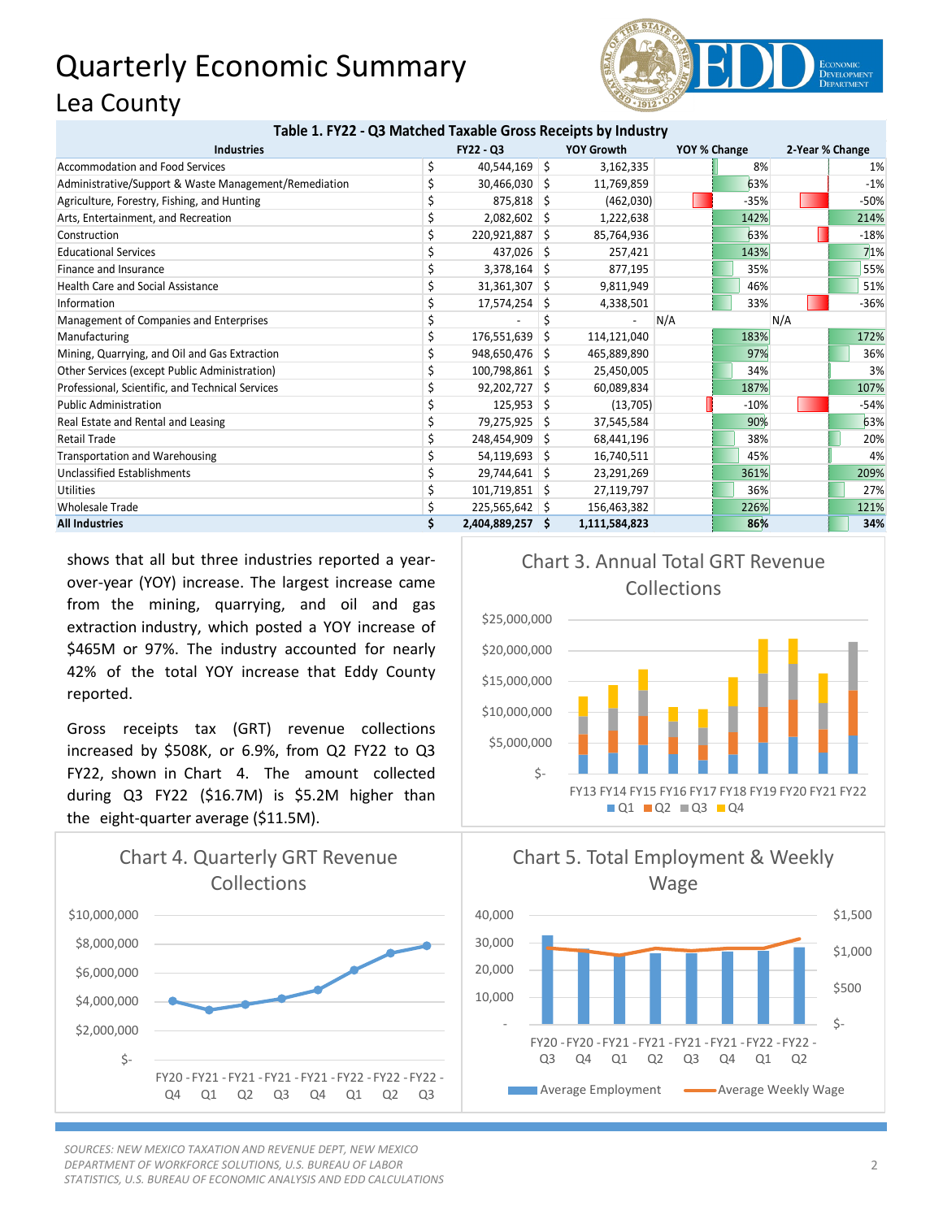# Quarterly Economic Summary

## Lea County

**Table 1. FY22 - Q3 Matched Taxable Gross Receipts by Industry**

| Industries | FY22 - Q3 | YOY Growth | YOY % Change | 2-Year % Change |
|---|---|---|---|---|
| Accommodation and Food Services | $ 40,544,169 | $ 3,162,335 | 8% | 1% |
| Administrative/Support & Waste Management/Remediation | $ 30,466,030 | $ 11,769,859 | 63% | -1% |
| Agriculture, Forestry, Fishing, and Hunting | $ 875,818 | $ (462,030) | -35% | -50% |
| Arts, Entertainment, and Recreation | $ 2,082,602 | $ 1,222,638 | 142% | 214% |
| Construction | $ 220,921,887 | $ 85,764,936 | 63% | -18% |
| Educational Services | $ 437,026 | $ 257,421 | 143% | 71% |
| Finance and Insurance | $ 3,378,164 | $ 877,195 | 35% | 55% |
| Health Care and Social Assistance | $ 31,361,307 | $ 9,811,949 | 46% | 51% |
| Information | $ 17,574,254 | $ 4,338,501 | 33% | -36% |
| Management of Companies and Enterprises | $ - | $ - | N/A | N/A |
| Manufacturing | $ 176,551,639 | $ 114,121,040 | 183% | 172% |
| Mining, Quarrying, and Oil and Gas Extraction | $ 948,650,476 | $ 465,889,890 | 97% | 36% |
| Other Services (except Public Administration) | $ 100,798,861 | $ 25,450,005 | 34% | 3% |
| Professional, Scientific, and Technical Services | $ 92,202,727 | $ 60,089,834 | 187% | 107% |
| Public Administration | $ 125,953 | $ (13,705) | -10% | -54% |
| Real Estate and Rental and Leasing | $ 79,275,925 | $ 37,545,584 | 90% | 63% |
| Retail Trade | $ 248,454,909 | $ 68,441,196 | 38% | 20% |
| Transportation and Warehousing | $ 54,119,693 | $ 16,740,511 | 45% | 4% |
| Unclassified Establishments | $ 29,744,641 | $ 23,291,269 | 361% | 209% |
| Utilities | $ 101,719,851 | $ 27,119,797 | 36% | 27% |
| Wholesale Trade | $ 225,565,642 | $ 156,463,382 | 226% | 121% |
| **All Industries** | **$ 2,404,889,257** | **$ 1,111,584,823** | **86%** | **34%** |

shows that all but three industries reported a year-over-year (YOY) increase. The largest increase came from the mining, quarrying, and oil and gas extraction industry, which posted a YOY increase of $465M or 97%. The industry accounted for nearly 42% of the total YOY increase that Eddy County reported.

Gross receipts tax (GRT) revenue collections increased by $508K, or 6.9%, from Q2 FY22 to Q3 FY22, shown in Chart 4. The amount collected during Q3 FY22 ($16.7M) is $5.2M higher than the eight-quarter average ($11.5M).

Chart 3. Annual Total GRT Revenue Collections

Chart 4. Quarterly GRT Revenue Collections

Chart 5. Total Employment & Weekly Wage

*SOURCES: NEW MEXICO TAXATION AND REVENUE DEPT, NEW MEXICO DEPARTMENT OF WORKFORCE SOLUTIONS, U.S. BUREAU OF LABOR STATISTICS, U.S. BUREAU OF ECONOMIC ANALYSIS AND EDD CALCULATIONS*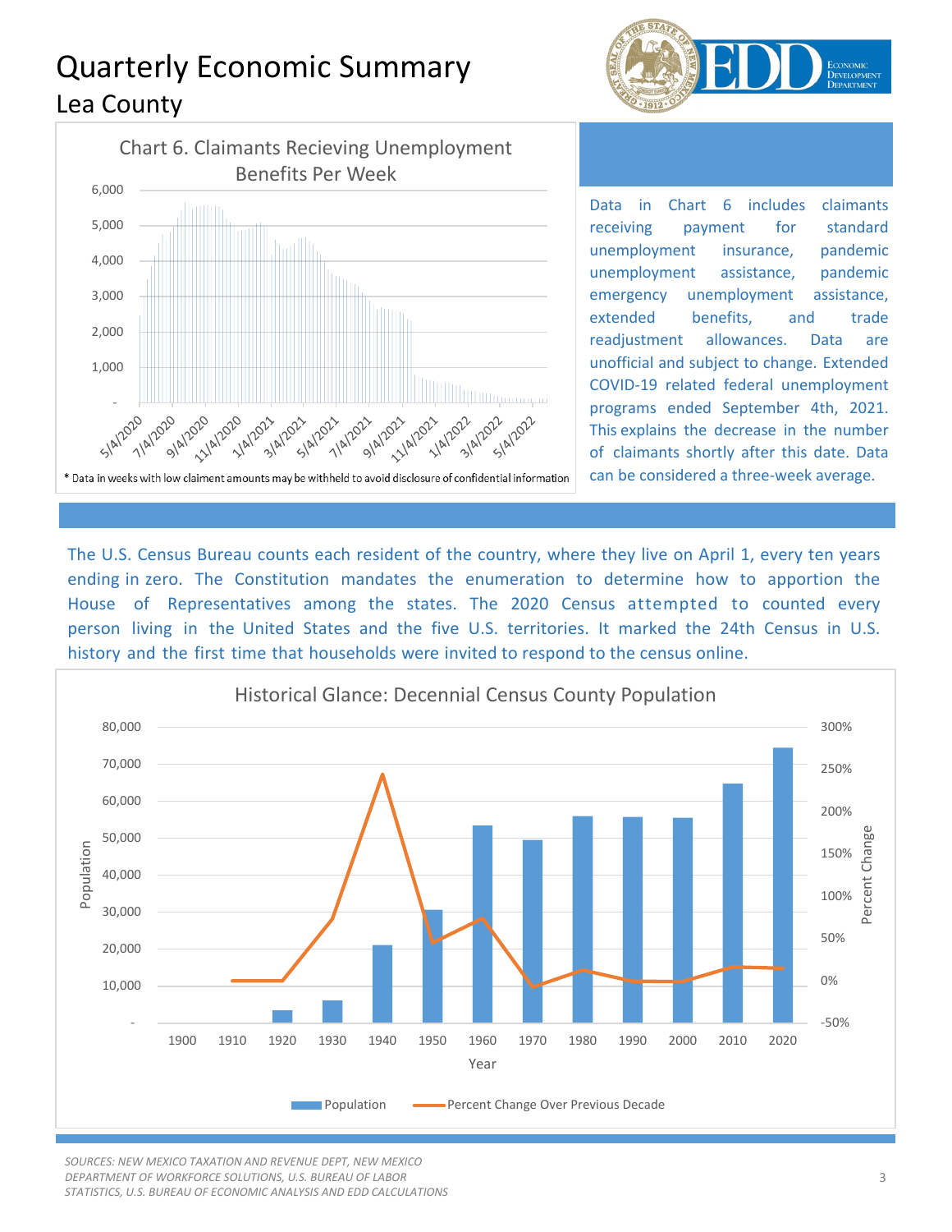# Quarterly Economic Summary

## Lea County

Chart 6. Claimants Recieving Unemployment Benefits Per Week

6,000
5,000
4,000
3,000
2,000
1,000
-

5/4/2020 7/4/2020 9/4/2020 11/4/2020 1/4/2021 3/4/2021 5/4/2021 7/4/2021 9/4/2021 11/4/2021 1/4/2022 3/4/2022 5/4/2022

* Data in weeks with low claiment amounts may be withheld to avoid disclosure of confidential information

Data in Chart 6 includes claimants receiving payment for standard unemployment insurance, pandemic unemployment assistance, pandemic emergency unemployment assistance, extended benefits, and trade readjustment allowances. Data are unofficial and subject to change. Extended COVID-19 related federal unemployment programs ended September 4th, 2021. This explains the decrease in the number of claimants shortly after this date. Data can be considered a three-week average.

The U.S. Census Bureau counts each resident of the country, where they live on April 1, every ten years ending in zero. The Constitution mandates the enumeration to determine how to apportion the House of Representatives among the states. The 2020 Census attempted to counted every person living in the United States and the five U.S. territories. It marked the 24th Census in U.S. history and the first time that households were invited to respond to the census online.

Historical Glance: Decennial Census County Population

Population

80,000
70,000
60,000
50,000
40,000
30,000
20,000
10,000
-

Percent Change

300%
250%
200%
150%
100%
50%
0%
-50%

Year

1900 1910 1920 1930 1940 1950 1960 1970 1980 1990 2000 2010 2020

Population — Percent Change Over Previous Decade

*SOURCES: NEW MEXICO TAXATION AND REVENUE DEPT, NEW MEXICO DEPARTMENT OF WORKFORCE SOLUTIONS, U.S. BUREAU OF LABOR STATISTICS, U.S. BUREAU OF ECONOMIC ANALYSIS AND EDD CALCULATIONS*